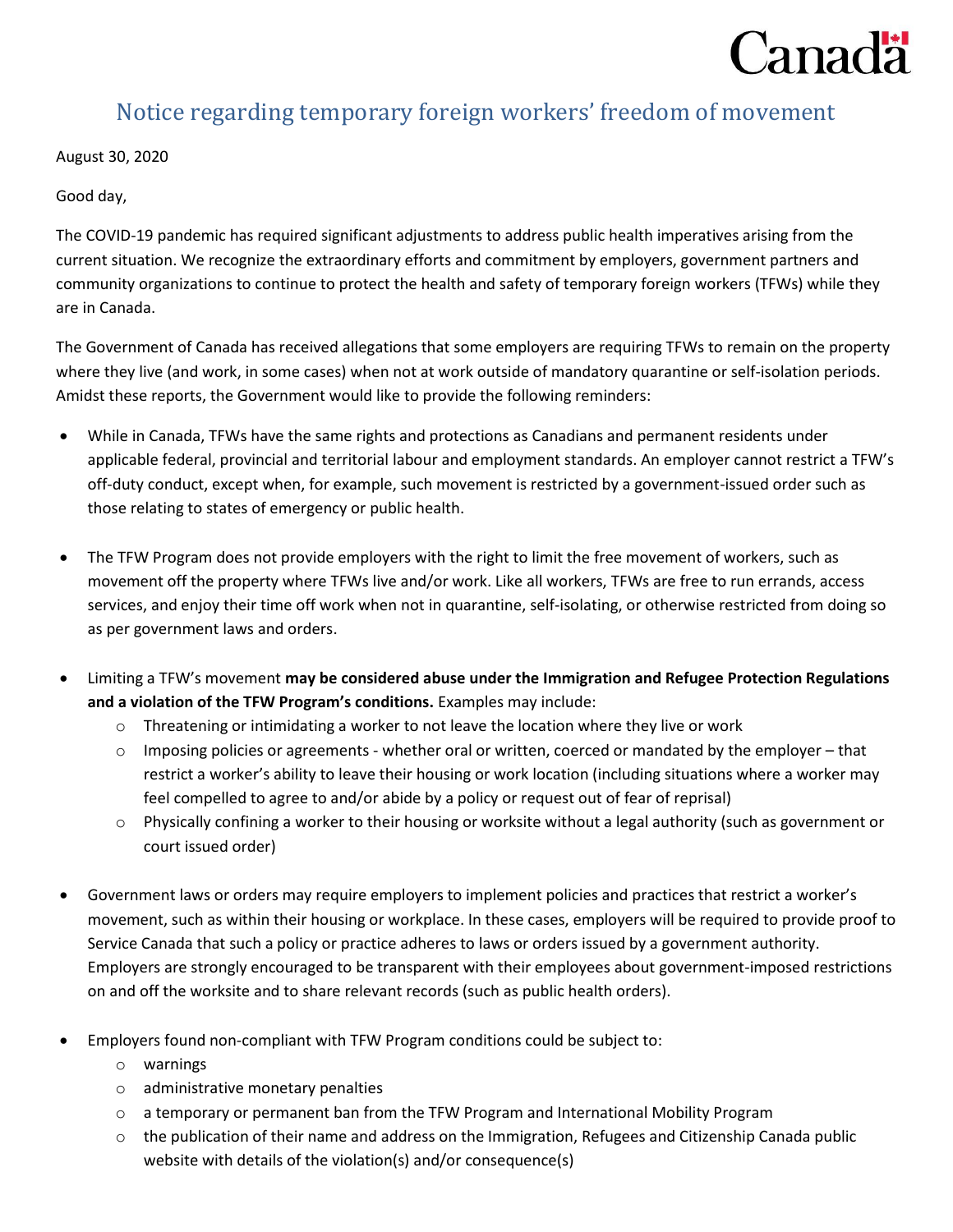# Notice regarding temporary foreign workers' freedom of movement

August 30, 2020

Good day,

The COVID-19 pandemic has required significant adjustments to address public health imperatives arising from the current situation. We recognize the extraordinary efforts and commitment by employers, government partners and community organizations to continue to protect the health and safety of temporary foreign workers (TFWs) while they are in Canada.

The Government of Canada has received allegations that some employers are requiring TFWs to remain on the property where they live (and work, in some cases) when not at work outside of mandatory quarantine or self-isolation periods. Amidst these reports, the Government would like to provide the following reminders:

- While in Canada, TFWs have the same rights and protections as Canadians and permanent residents under applicable federal, provincial and territorial labour and employment standards. An employer cannot restrict a TFW's off-duty conduct, except when, for example, such movement is restricted by a government-issued order such as those relating to states of emergency or public health.

- The TFW Program does not provide employers with the right to limit the free movement of workers, such as movement off the property where TFWs live and/or work. Like all workers, TFWs are free to run errands, access services, and enjoy their time off work when not in quarantine, self-isolating, or otherwise restricted from doing so as per government laws and orders.

- Limiting a TFW's movement **may be considered abuse under the Immigration and Refugee Protection Regulations and a violation of the TFW Program's conditions.** Examples may include:
  - Threatening or intimidating a worker to not leave the location where they live or work
  - Imposing policies or agreements - whether oral or written, coerced or mandated by the employer – that restrict a worker's ability to leave their housing or work location (including situations where a worker may feel compelled to agree to and/or abide by a policy or request out of fear of reprisal)
  - Physically confining a worker to their housing or worksite without a legal authority (such as government or court issued order)

- Government laws or orders may require employers to implement policies and practices that restrict a worker's movement, such as within their housing or workplace. In these cases, employers will be required to provide proof to Service Canada that such a policy or practice adheres to laws or orders issued by a government authority. Employers are strongly encouraged to be transparent with their employees about government-imposed restrictions on and off the worksite and to share relevant records (such as public health orders).

- Employers found non-compliant with TFW Program conditions could be subject to:
  - warnings
  - administrative monetary penalties
  - a temporary or permanent ban from the TFW Program and International Mobility Program
  - the publication of their name and address on the Immigration, Refugees and Citizenship Canada public website with details of the violation(s) and/or consequence(s)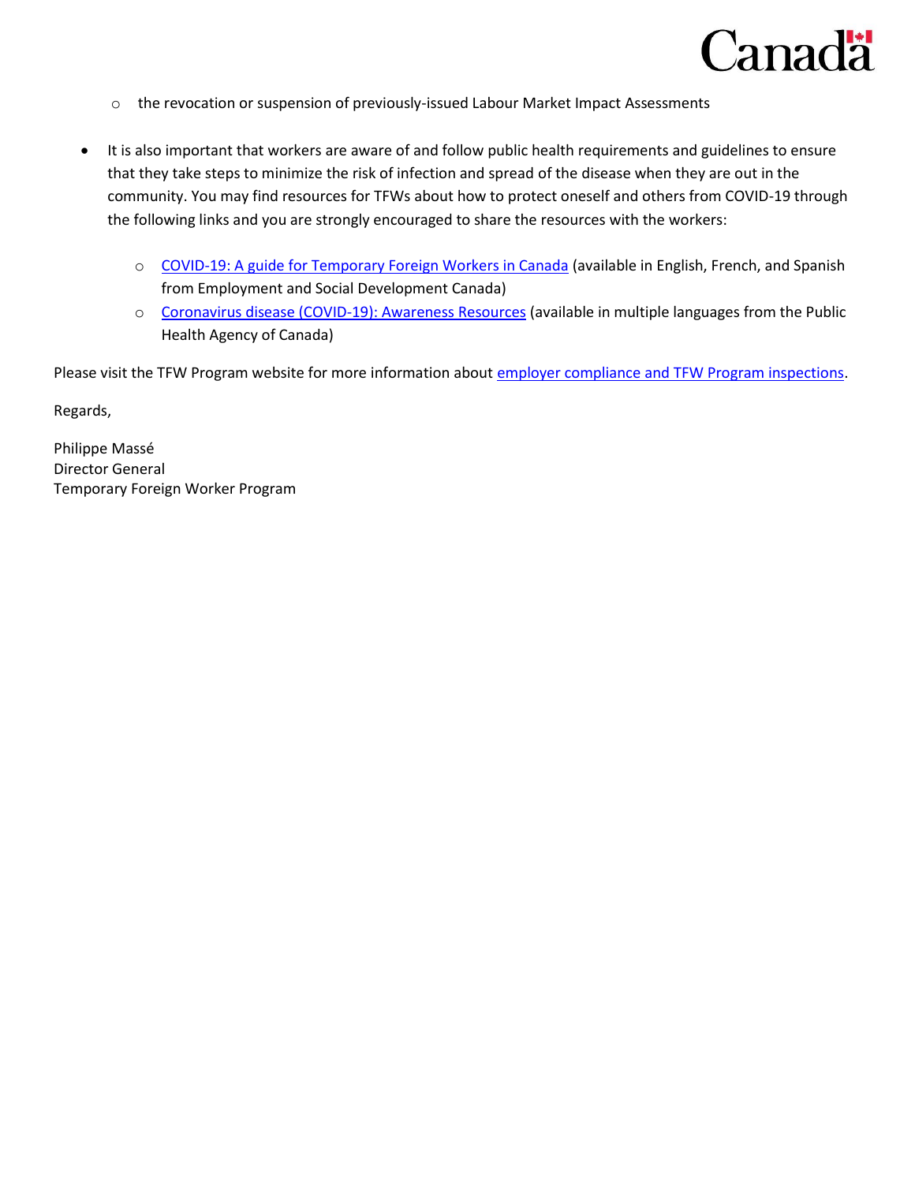- the revocation or suspension of previously-issued Labour Market Impact Assessments

- It is also important that workers are aware of and follow public health requirements and guidelines to ensure that they take steps to minimize the risk of infection and spread of the disease when they are out in the community. You may find resources for TFWs about how to protect oneself and others from COVID-19 through the following links and you are strongly encouraged to share the resources with the workers:
    - COVID-19: A guide for Temporary Foreign Workers in Canada (available in English, French, and Spanish from Employment and Social Development Canada)
    - Coronavirus disease (COVID-19): Awareness Resources (available in multiple languages from the Public Health Agency of Canada)

Please visit the TFW Program website for more information about employer compliance and TFW Program inspections.

Regards,

Philippe Massé  
Director General  
Temporary Foreign Worker Program